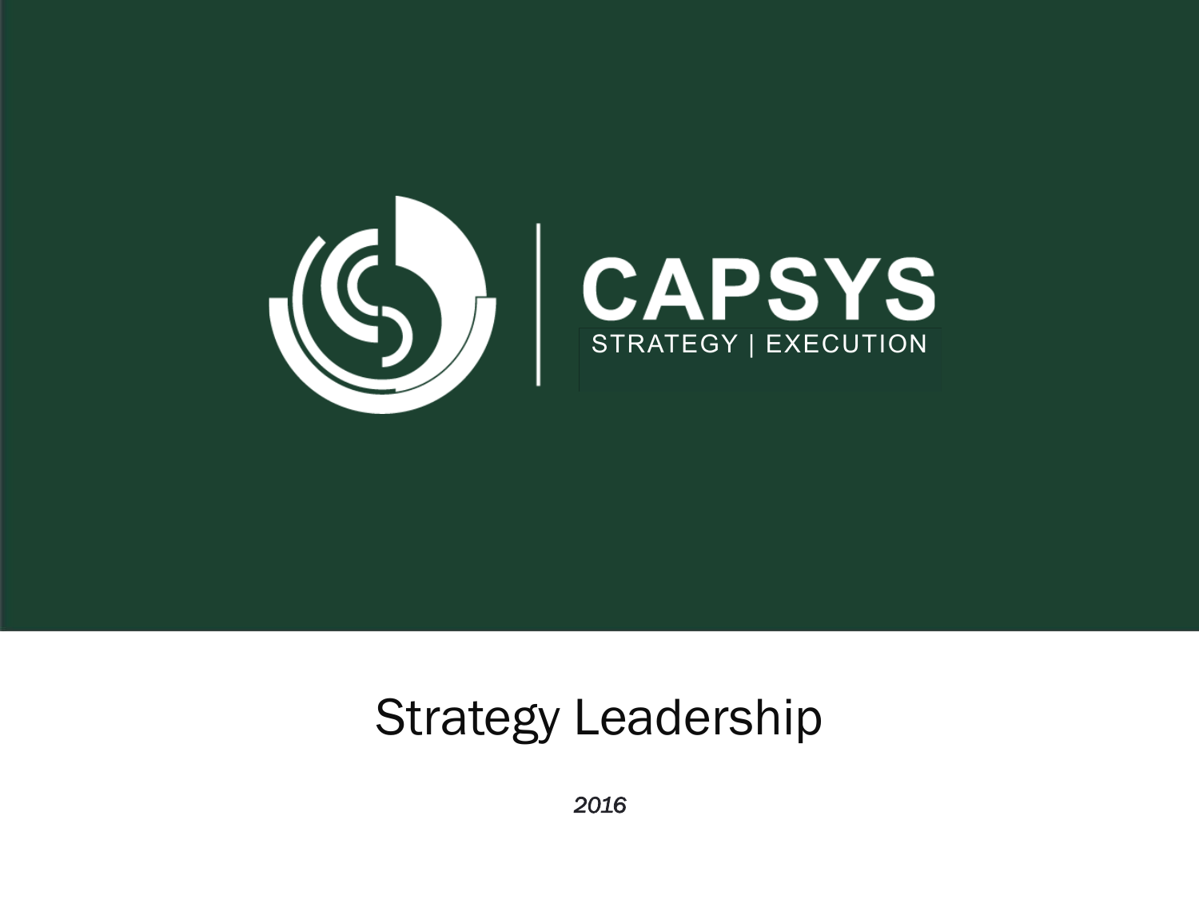CAPSYS

STRATEGY | EXECUTION

# Strategy Leadership

*2016*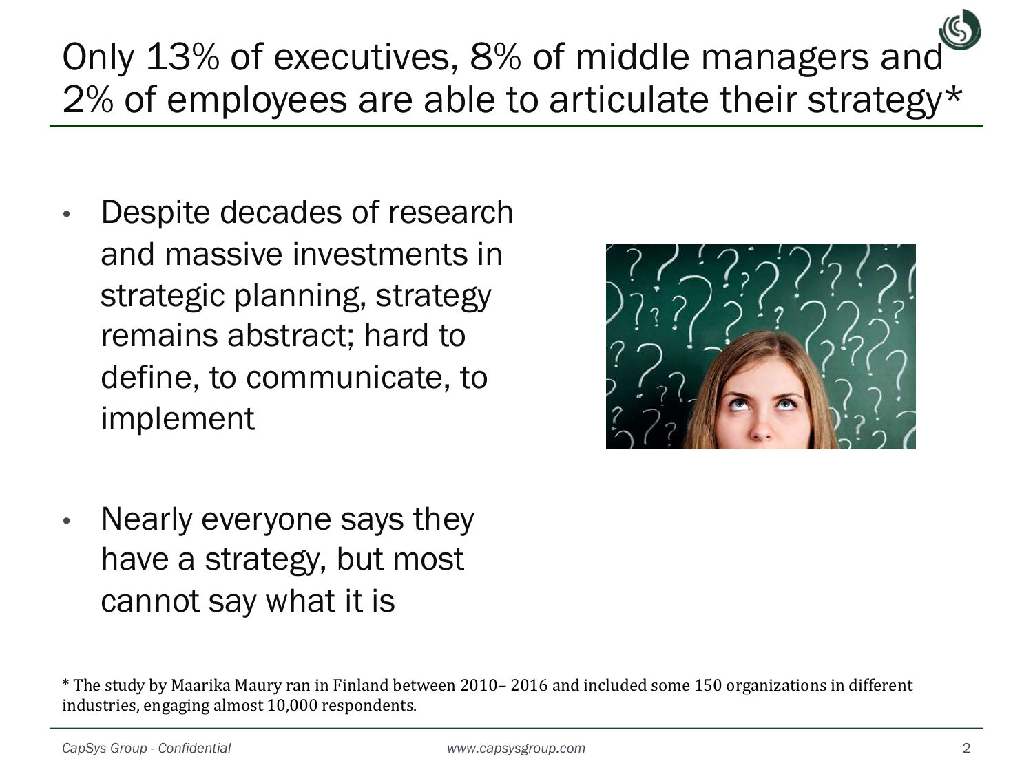# Only 13% of executives, 8% of middle managers and 2% of employees are able to articulate their strategy*

- Despite decades of research and massive investments in strategic planning, strategy remains abstract; hard to define, to communicate, to implement
- Nearly everyone says they have a strategy, but most cannot say what it is

* The study by Maarika Maury ran in Finland between 2010– 2016 and included some 150 organizations in different industries, engaging almost 10,000 respondents.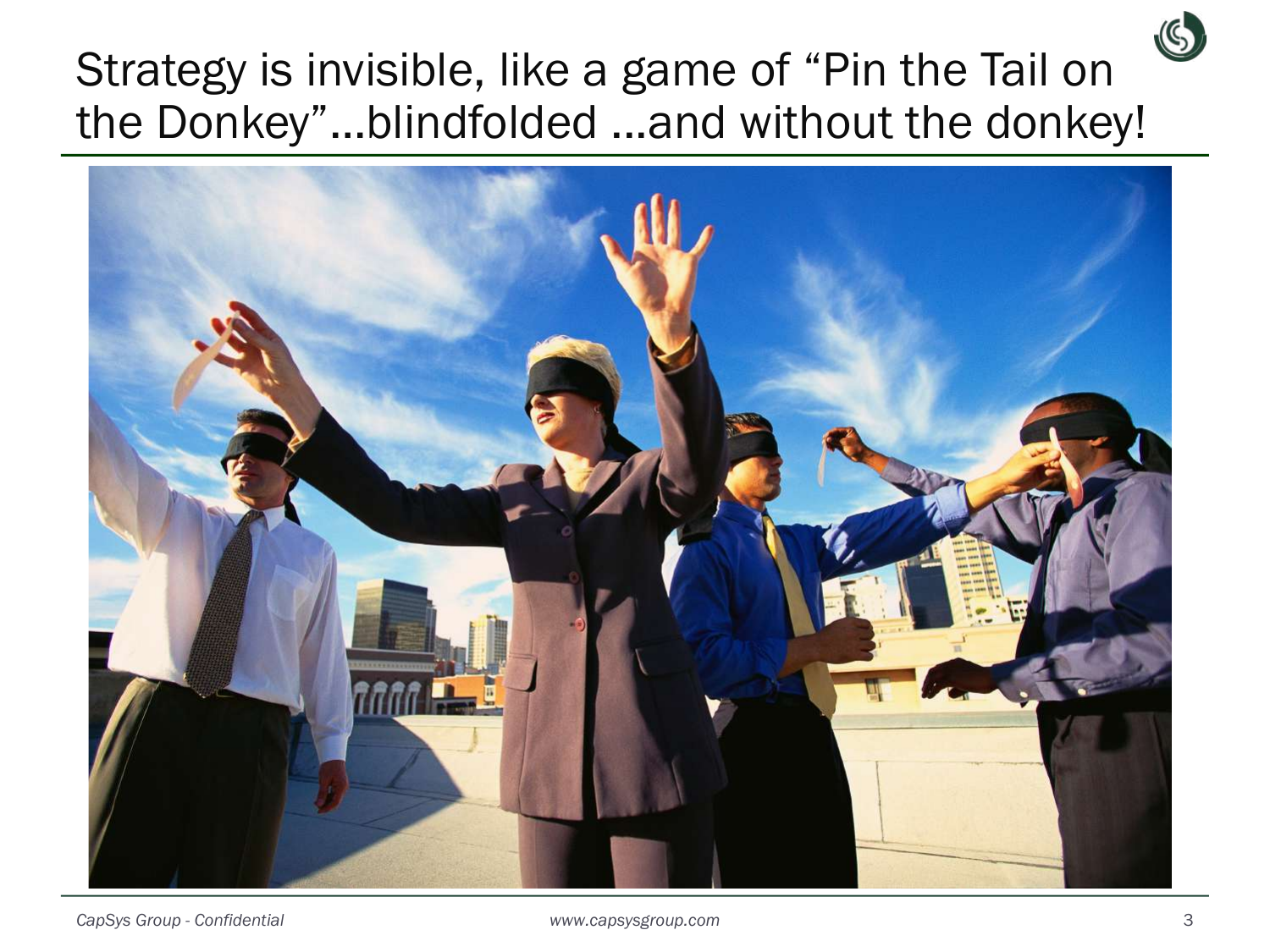# Strategy is invisible, like a game of "Pin the Tail on the Donkey"…blindfolded …and without the donkey!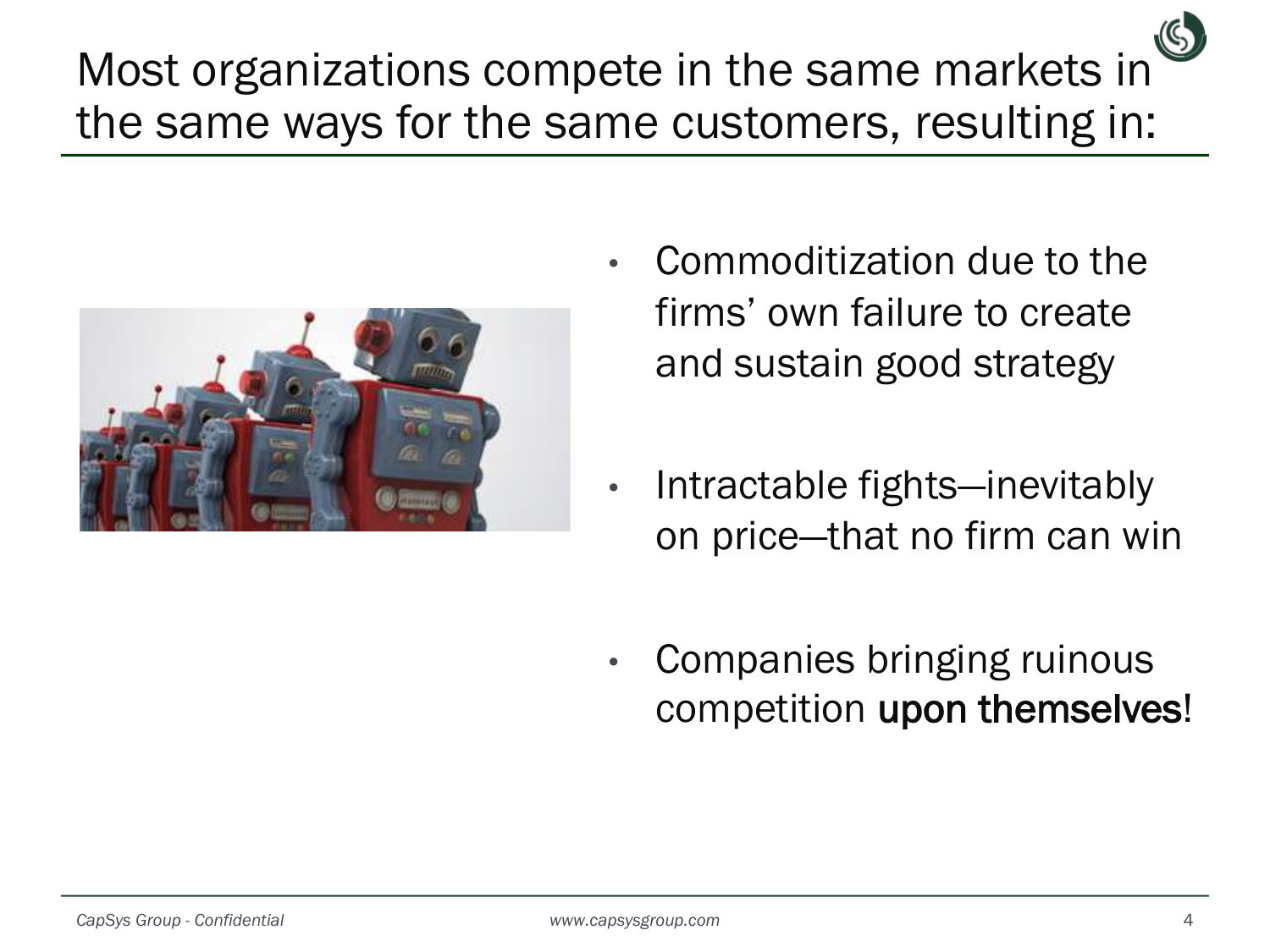# Most organizations compete in the same markets in the same ways for the same customers, resulting in:

- Commoditization due to the firms' own failure to create and sustain good strategy
- Intractable fights—inevitably on price—that no firm can win
- Companies bringing ruinous competition **upon themselves**!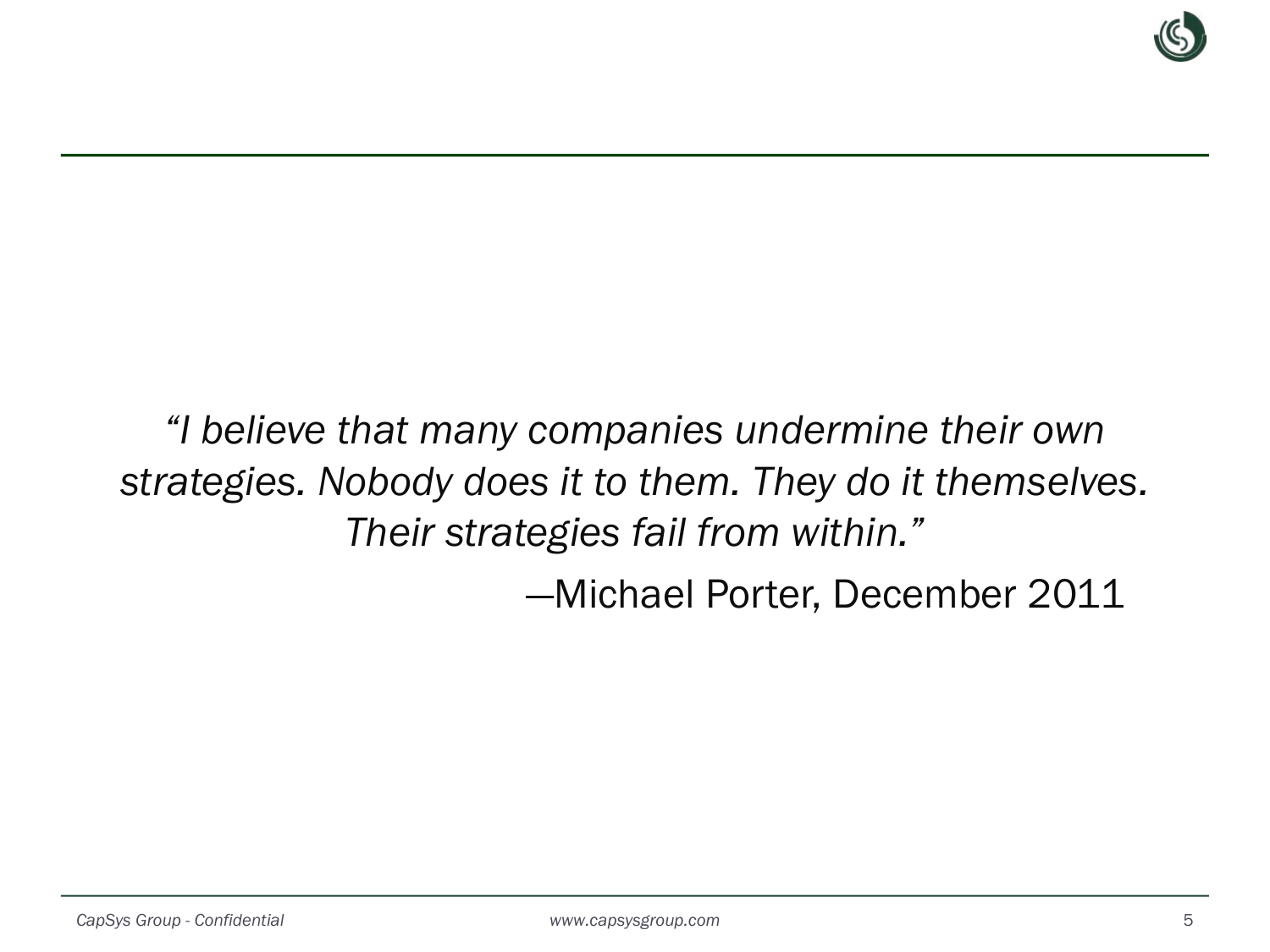*"I believe that many companies undermine their own strategies. Nobody does it to them. They do it themselves. Their strategies fail from within."*

—Michael Porter, December 2011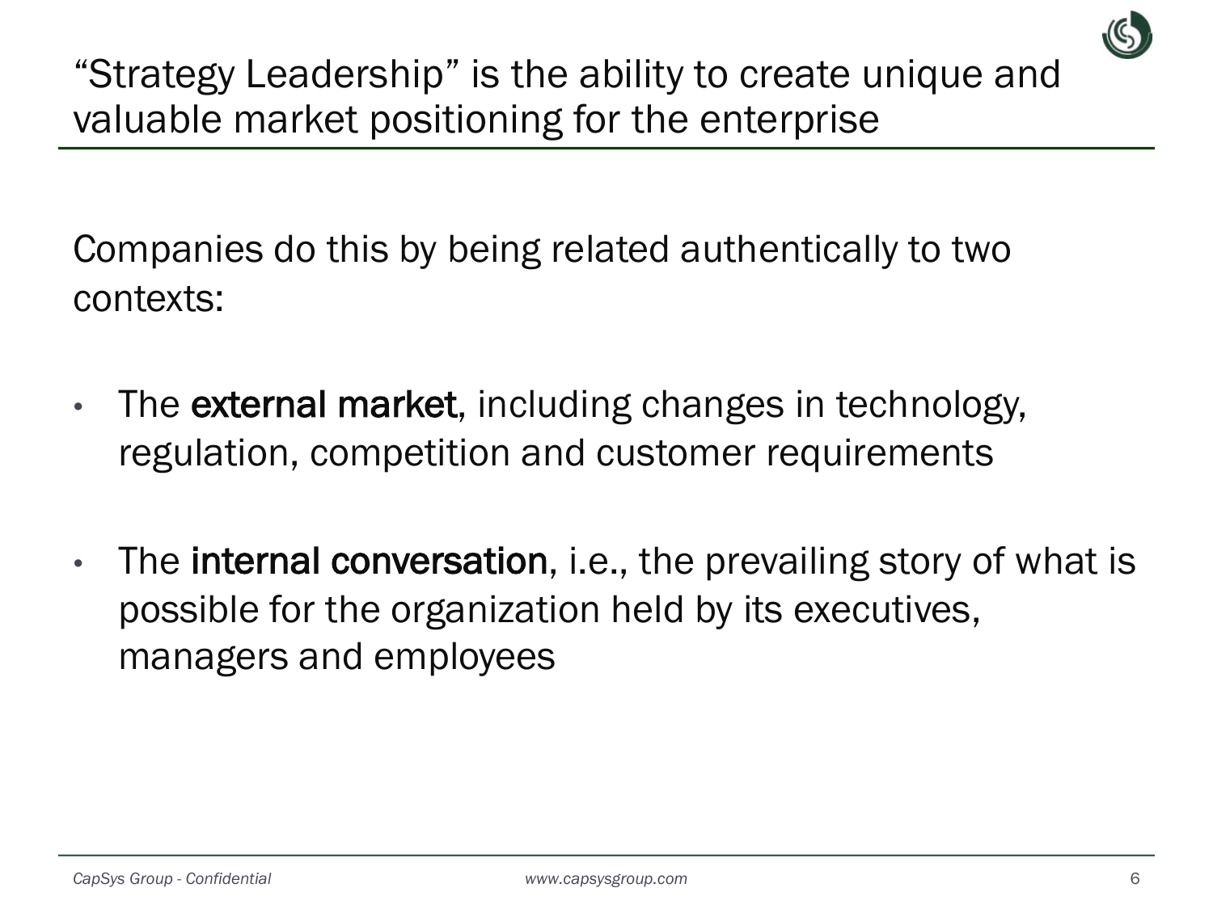# "Strategy Leadership" is the ability to create unique and valuable market positioning for the enterprise

Companies do this by being related authentically to two contexts:

- The **external market**, including changes in technology, regulation, competition and customer requirements
- The **internal conversation**, i.e., the prevailing story of what is possible for the organization held by its executives, managers and employees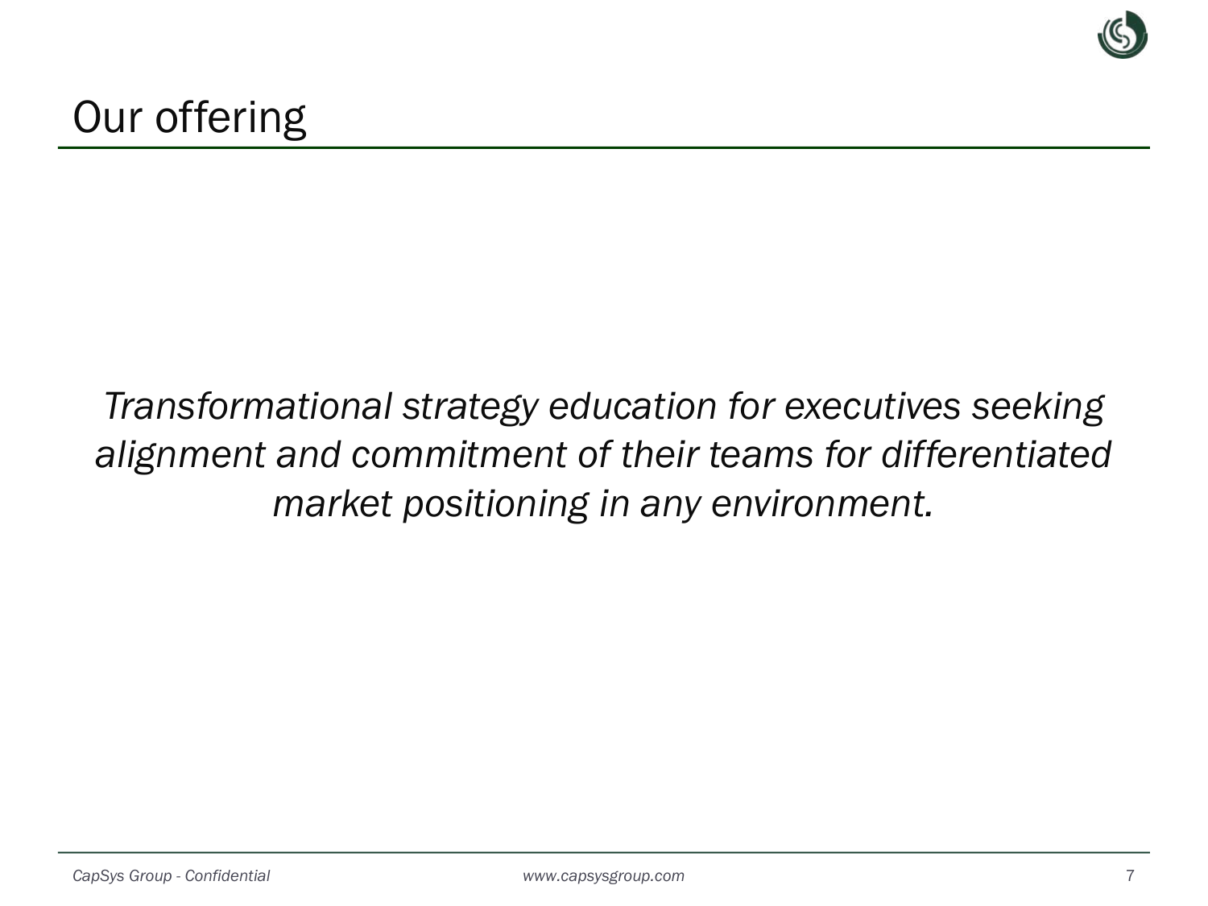# Our offering

*Transformational strategy education for executives seeking alignment and commitment of their teams for differentiated market positioning in any environment.*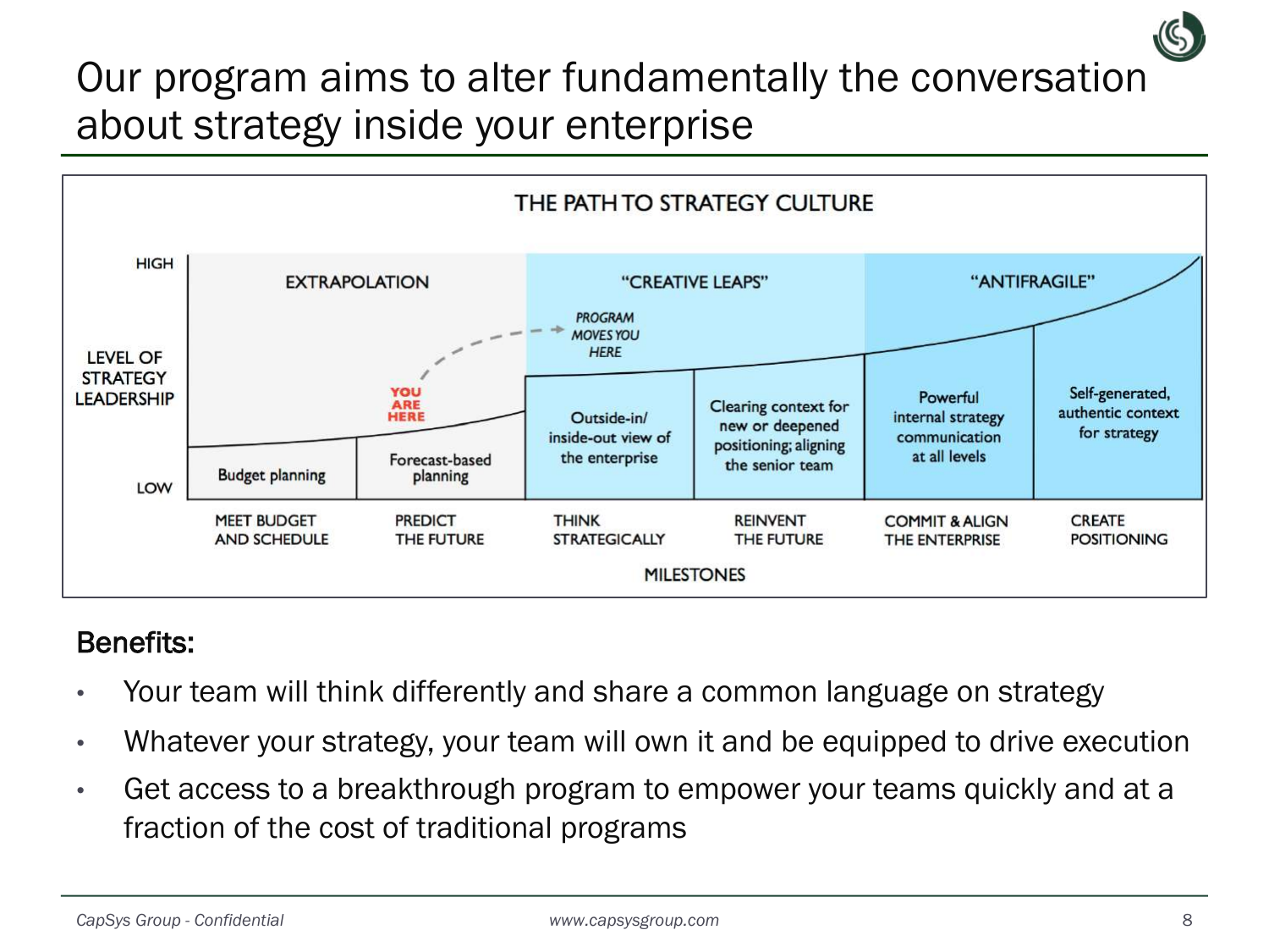# Our program aims to alter fundamentally the conversation about strategy inside your enterprise

**THE PATH TO STRATEGY CULTURE**

| | EXTRAPOLATION | | "CREATIVE LEAPS" | | "ANTIFRAGILE" | |
|---|---|---|---|---|---|---|
| **LEVEL OF STRATEGY LEADERSHIP** (LOW → HIGH) | Budget planning | Forecast-based planning (YOU ARE HERE) | Outside-in/ inside-out view of the enterprise (PROGRAM MOVES YOU HERE) | Clearing context for new or deepened positioning; aligning the senior team | Powerful internal strategy communication at all levels | Self-generated, authentic context for strategy |
| **MILESTONES** | MEET BUDGET AND SCHEDULE | PREDICT THE FUTURE | THINK STRATEGICALLY | REINVENT THE FUTURE | COMMIT & ALIGN THE ENTERPRISE | CREATE POSITIONING |

**Benefits:**

- Your team will think differently and share a common language on strategy
- Whatever your strategy, your team will own it and be equipped to drive execution
- Get access to a breakthrough program to empower your teams quickly and at a fraction of the cost of traditional programs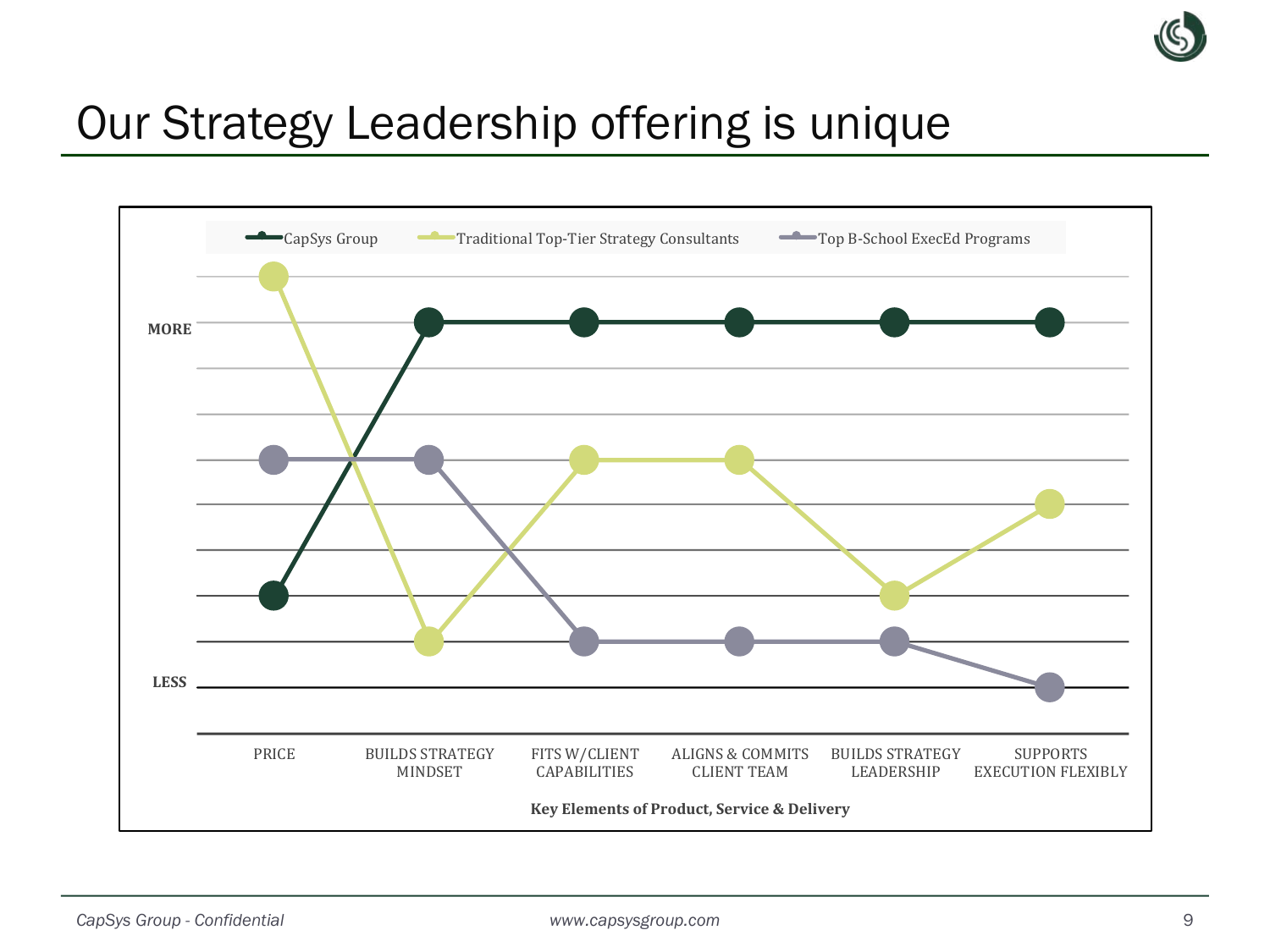# Our Strategy Leadership offering is unique

CapSys Group | Traditional Top-Tier Strategy Consultants | Top B-School ExecEd Programs

MORE

LESS

PRICE | BUILDS STRATEGY MINDSET | FITS W/CLIENT CAPABILITIES | ALIGNS & COMMITS CLIENT TEAM | BUILDS STRATEGY LEADERSHIP | SUPPORTS EXECUTION FLEXIBLY

**Key Elements of Product, Service & Delivery**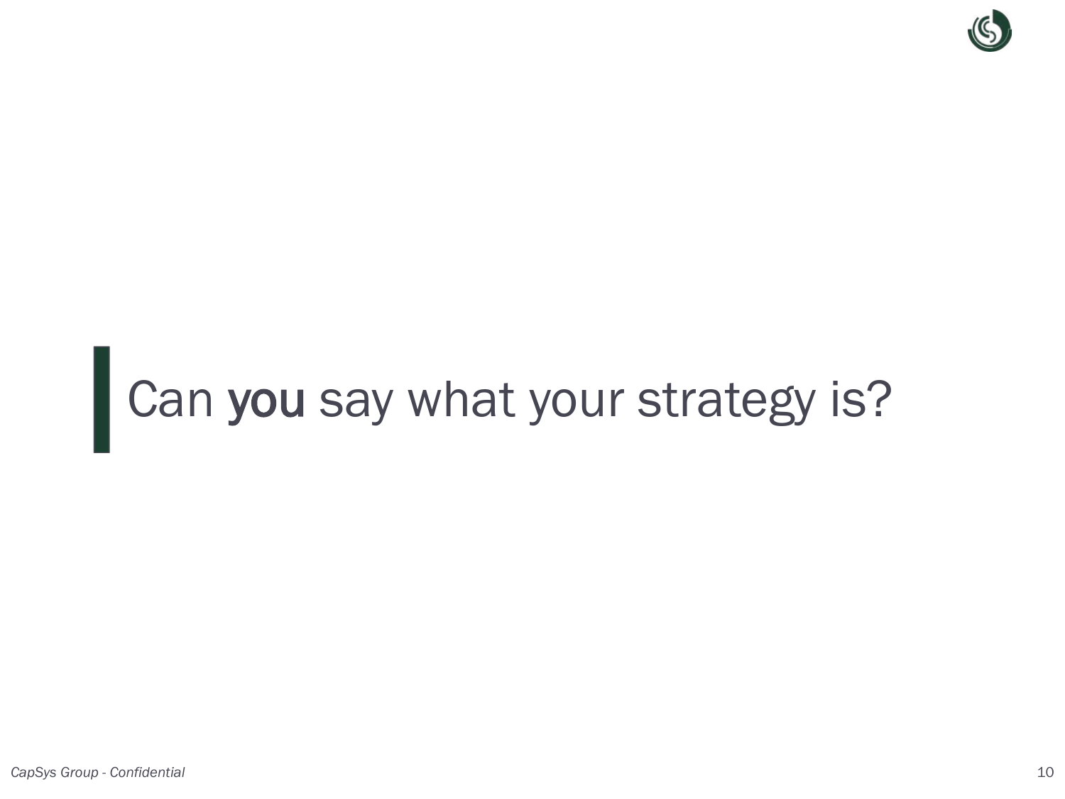Can **you** say what your strategy is?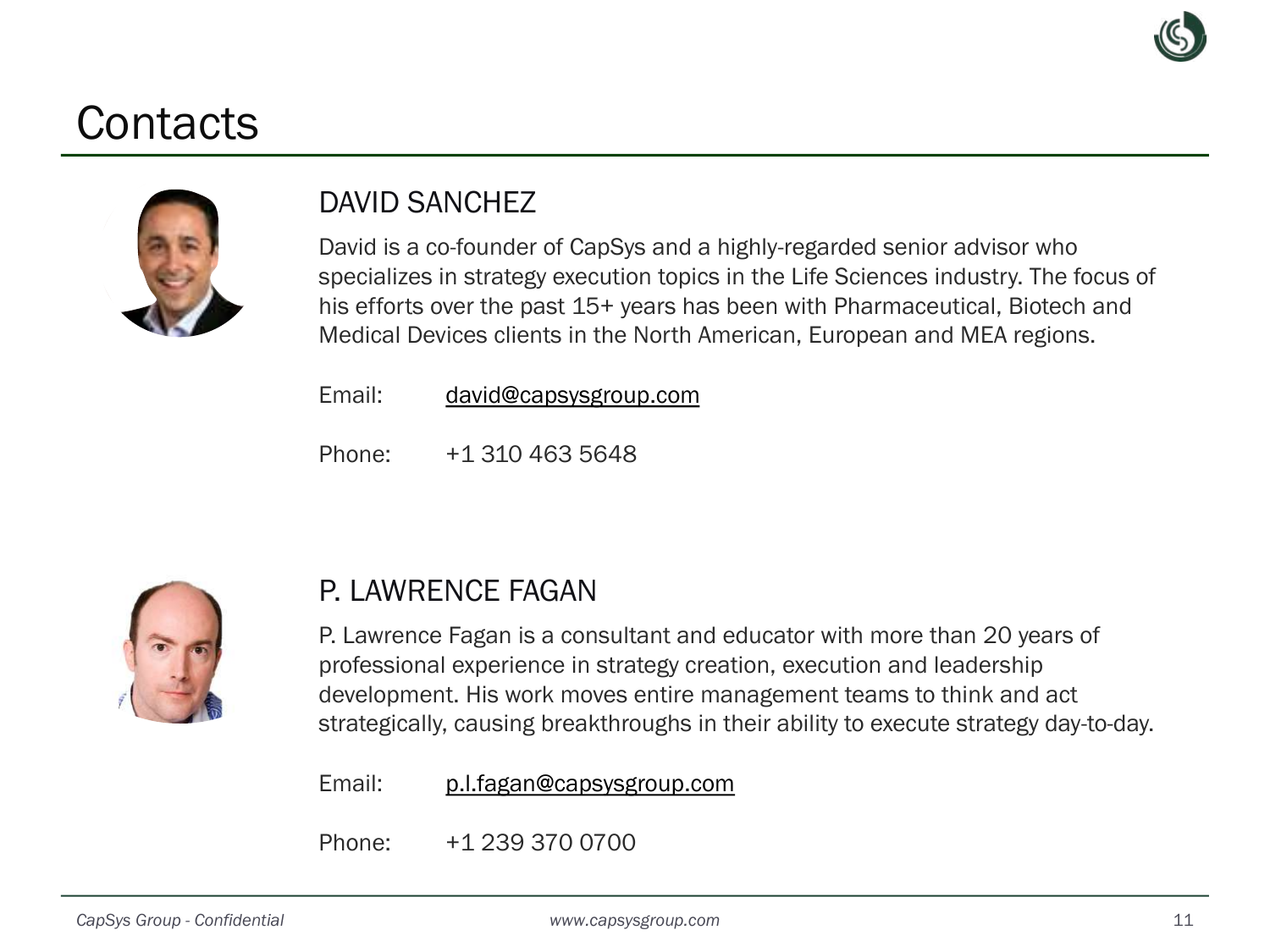# Contacts

## DAVID SANCHEZ

David is a co-founder of CapSys and a highly-regarded senior advisor who specializes in strategy execution topics in the Life Sciences industry. The focus of his efforts over the past 15+ years has been with Pharmaceutical, Biotech and Medical Devices clients in the North American, European and MEA regions.

Email: david@capsysgroup.com

Phone: +1 310 463 5648

## P. LAWRENCE FAGAN

P. Lawrence Fagan is a consultant and educator with more than 20 years of professional experience in strategy creation, execution and leadership development. His work moves entire management teams to think and act strategically, causing breakthroughs in their ability to execute strategy day-to-day.

Email: p.l.fagan@capsysgroup.com

Phone: +1 239 370 0700